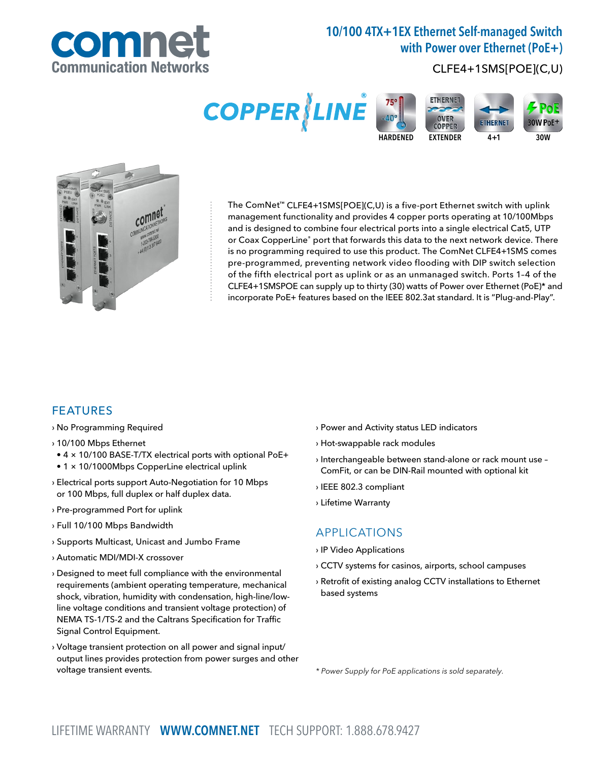# 10/100 4TX+1EX Ethernet Self-managed Switch with Power over Ethernet (PoE+)

CLFE4+1SMS[POE](C,U)

COPPERLINE®

HARDENED | EXTENDER | 4+1 | 30W

The ComNet™ CLFE4+1SMS[POE](C,U) is a five-port Ethernet switch with uplink management functionality and provides 4 copper ports operating at 10/100Mbps and is designed to combine four electrical ports into a single electrical Cat5, UTP or Coax CopperLine® port that forwards this data to the next network device. There is no programming required to use this product. The ComNet CLFE4+1SMS comes pre-programmed, preventing network video flooding with DIP switch selection of the fifth electrical port as uplink or as an unmanaged switch. Ports 1–4 of the CLFE4+1SMSPOE can supply up to thirty (30) watts of Power over Ethernet (PoE)* and incorporate PoE+ features based on the IEEE 802.3at standard. It is "Plug-and-Play".

## FEATURES

- No Programming Required
- 10/100 Mbps Ethernet
  - 4 × 10/100 BASE-T/TX electrical ports with optional PoE+
  - 1 × 10/1000Mbps CopperLine electrical uplink
- Electrical ports support Auto-Negotiation for 10 Mbps or 100 Mbps, full duplex or half duplex data.
- Pre-programmed Port for uplink
- Full 10/100 Mbps Bandwidth
- Supports Multicast, Unicast and Jumbo Frame
- Automatic MDI/MDI-X crossover
- Designed to meet full compliance with the environmental requirements (ambient operating temperature, mechanical shock, vibration, humidity with condensation, high-line/low-line voltage conditions and transient voltage protection) of NEMA TS-1/TS-2 and the Caltrans Specification for Traffic Signal Control Equipment.
- Voltage transient protection on all power and signal input/output lines provides protection from power surges and other voltage transient events.
- Power and Activity status LED indicators
- Hot-swappable rack modules
- Interchangeable between stand-alone or rack mount use – ComFit, or can be DIN-Rail mounted with optional kit
- IEEE 802.3 compliant
- Lifetime Warranty

## APPLICATIONS

- IP Video Applications
- CCTV systems for casinos, airports, school campuses
- Retrofit of existing analog CCTV installations to Ethernet based systems

*\* Power Supply for PoE applications is sold separately.*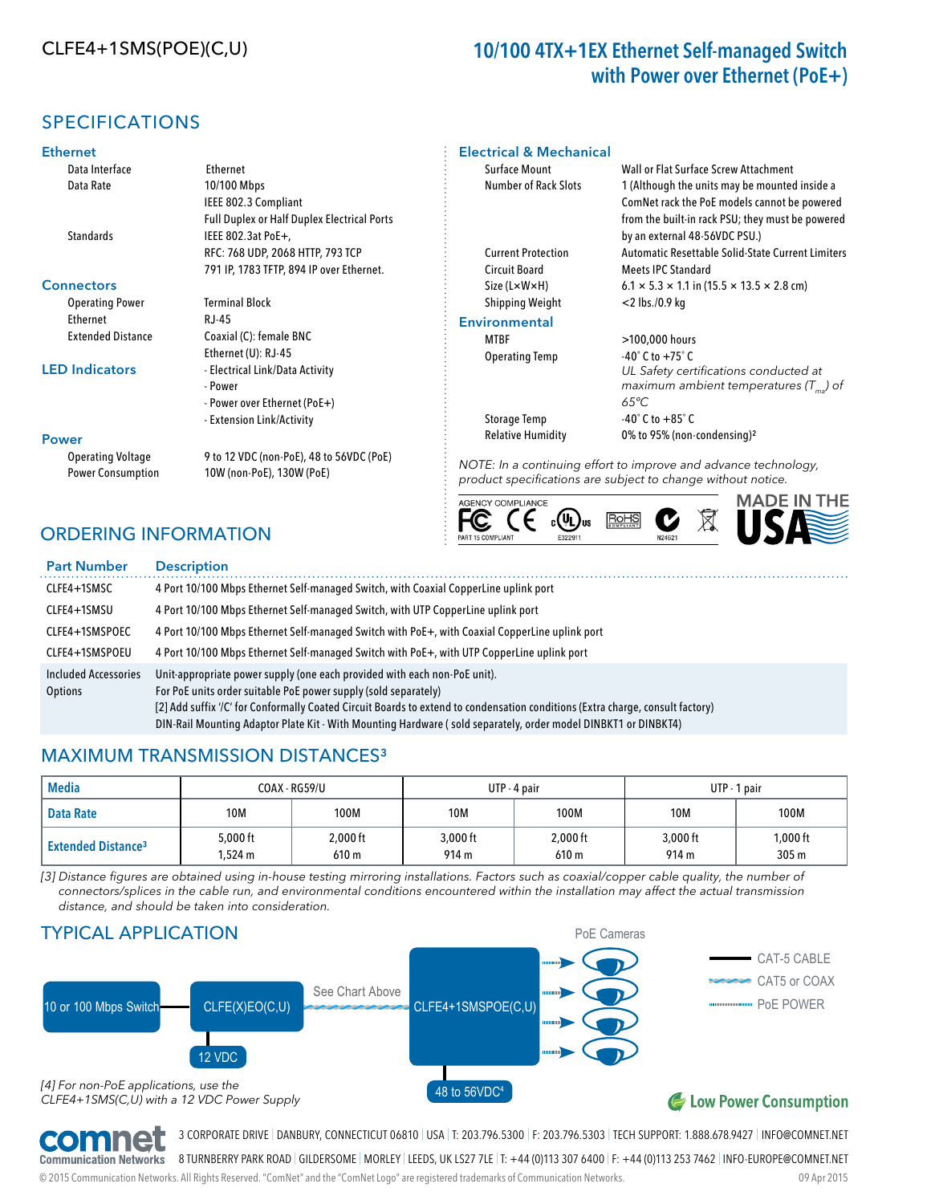CLFE4+1SMS(POE)(C,U)

# 10/100 4TX+1EX Ethernet Self-managed Switch with Power over Ethernet (PoE+)

## SPECIFICATIONS

### Ethernet

| | |
|---|---|
| Data Interface | Ethernet |
| Data Rate | 10/100 Mbps |
| | IEEE 802.3 Compliant |
| | Full Duplex or Half Duplex Electrical Ports |
| Standards | IEEE 802.3at PoE+, |
| | RFC: 768 UDP, 2068 HTTP, 793 TCP |
| | 791 IP, 1783 TFTP, 894 IP over Ethernet. |

### Connectors

| | |
|---|---|
| Operating Power | Terminal Block |
| Ethernet | RJ-45 |
| Extended Distance | Coaxial (C): female BNC |
| | Ethernet (U): RJ-45 |

### LED Indicators

- Electrical Link/Data Activity
- Power
- Power over Ethernet (PoE+)
- Extension Link/Activity

### Power

| | |
|---|---|
| Operating Voltage | 9 to 12 VDC (non-PoE), 48 to 56VDC (PoE) |
| Power Consumption | 10W (non-PoE), 130W (PoE) |

### Electrical & Mechanical

| | |
|---|---|
| Surface Mount | Wall or Flat Surface Screw Attachment |
| Number of Rack Slots | 1 (Although the units may be mounted inside a ComNet rack the PoE models cannot be powered from the built-in rack PSU; they must be powered by an external 48-56VDC PSU.) |
| Current Protection | Automatic Resettable Solid-State Current Limiters |
| Circuit Board | Meets IPC Standard |
| Size (L×W×H) | 6.1 × 5.3 × 1.1 in (15.5 × 13.5 × 2.8 cm) |
| Shipping Weight | <2 lbs./0.9 kg |

### Environmental

| | |
|---|---|
| MTBF | >100,000 hours |
| Operating Temp | -40˚ C to +75˚ C |
| | *UL Safety certifications conducted at maximum ambient temperatures ($T_{ma}$) of 65°C* |
| Storage Temp | -40˚ C to +85˚ C |
| Relative Humidity | 0% to 95% (non-condensing)[2] |

*NOTE: In a continuing effort to improve and advance technology, product specifications are subject to change without notice.*

AGENCY COMPLIANCE

PART 15 COMPLIANT E322911 N24621

MADE IN THE USA

## ORDERING INFORMATION

| Part Number | Description |
|---|---|
| CLFE4+1SMSC | 4 Port 10/100 Mbps Ethernet Self-managed Switch, with Coaxial CopperLine uplink port |
| CLFE4+1SMSU | 4 Port 10/100 Mbps Ethernet Self-managed Switch, with UTP CopperLine uplink port |
| CLFE4+1SMSPOEC | 4 Port 10/100 Mbps Ethernet Self-managed Switch with PoE+, with Coaxial CopperLine uplink port |
| CLFE4+1SMSPOEU | 4 Port 10/100 Mbps Ethernet Self-managed Switch with PoE+, with UTP CopperLine uplink port |
| Included Accessories | Unit-appropriate power supply (one each provided with each non-PoE unit). |
| Options | For PoE units order suitable PoE power supply (sold separately)<br>[2] Add suffix '/C' for Conformally Coated Circuit Boards to extend to condensation conditions (Extra charge, consult factory)<br>DIN-Rail Mounting Adaptor Plate Kit - With Mounting Hardware ( sold separately, order model DINBKT1 or DINBKT4) |

## MAXIMUM TRANSMISSION DISTANCES[3]

| Media | COAX - RG59/U | | UTP - 4 pair | | UTP - 1 pair | |
|---|---|---|---|---|---|---|
| Data Rate | 10M | 100M | 10M | 100M | 10M | 100M |
| Extended Distance[3] | 5,000 ft<br>1,524 m | 2,000 ft<br>610 m | 3,000 ft<br>914 m | 2,000 ft<br>610 m | 3,000 ft<br>914 m | 1,000 ft<br>305 m |

*[3] Distance figures are obtained using in-house testing mirroring installations. Factors such as coaxial/copper cable quality, the number of connectors/splices in the cable run, and environmental conditions encountered within the installation may affect the actual transmission distance, and should be taken into consideration.*

## TYPICAL APPLICATION

10 or 100 Mbps Switch

CLFE(X)EO(C,U)

12 VDC

See Chart Above

CLFE4+1SMSPOE(C,U)

48 to 56VDC[4]

PoE Cameras

CAT-5 CABLE

CAT5 or COAX

PoE POWER

*[4] For non-PoE applications, use the CLFE4+1SMS(C,U) with a 12 VDC Power Supply*

Low Power Consumption

comnet Communication Networks

3 CORPORATE DRIVE | DANBURY, CONNECTICUT 06810 | USA | T: 203.796.5300 | F: 203.796.5303 | TECH SUPPORT: 1.888.678.9427 | INFO@COMNET.NET

8 TURNBERRY PARK ROAD | GILDERSOME | MORLEY | LEEDS, UK LS27 7LE | T: +44 (0)113 307 6400 | F: +44 (0)113 253 7462 | INFO-EUROPE@COMNET.NET

© 2015 Communication Networks. All Rights Reserved. "ComNet" and the "ComNet Logo" are registered trademarks of Communication Networks. 09 Apr 2015